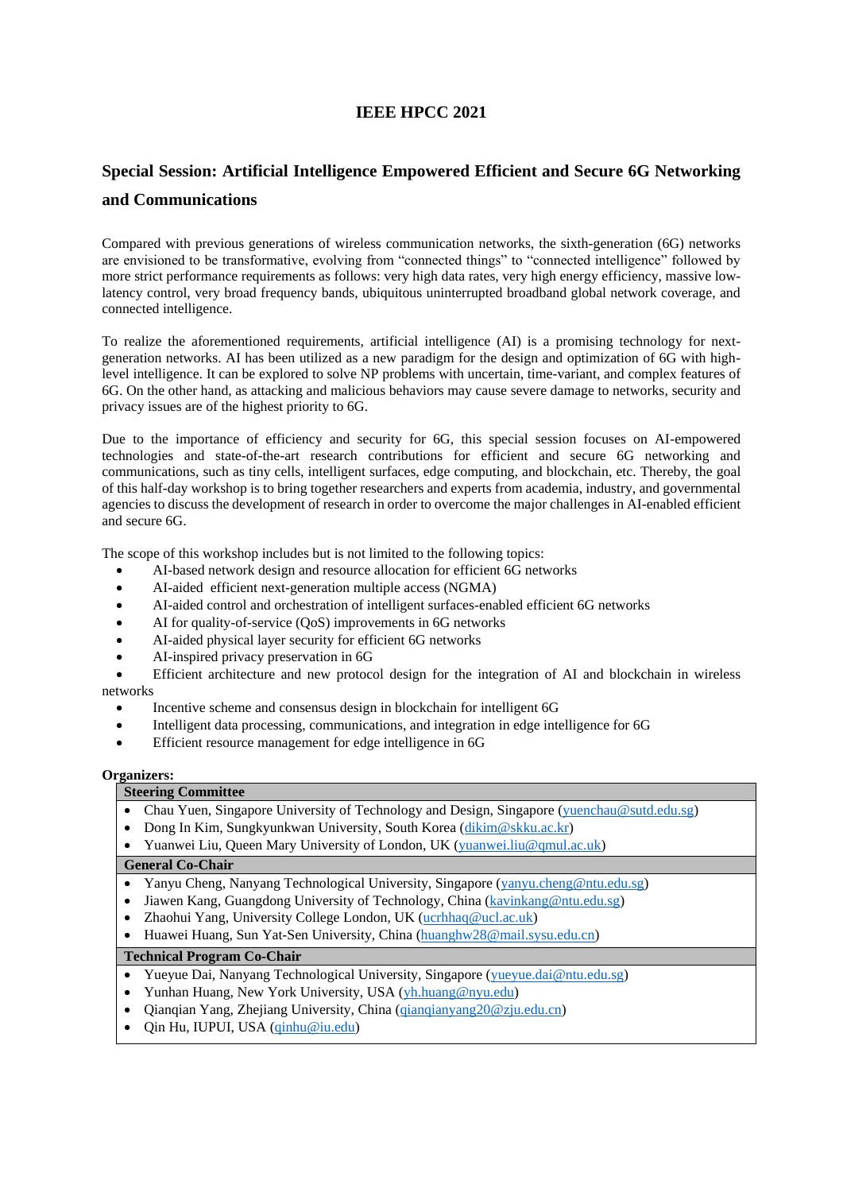# IEEE HPCC 2021

## Special Session: Artificial Intelligence Empowered Efficient and Secure 6G Networking and Communications

Compared with previous generations of wireless communication networks, the sixth-generation (6G) networks are envisioned to be transformative, evolving from "connected things" to "connected intelligence" followed by more strict performance requirements as follows: very high data rates, very high energy efficiency, massive low-latency control, very broad frequency bands, ubiquitous uninterrupted broadband global network coverage, and connected intelligence.

To realize the aforementioned requirements, artificial intelligence (AI) is a promising technology for next-generation networks. AI has been utilized as a new paradigm for the design and optimization of 6G with high-level intelligence. It can be explored to solve NP problems with uncertain, time-variant, and complex features of 6G. On the other hand, as attacking and malicious behaviors may cause severe damage to networks, security and privacy issues are of the highest priority to 6G.

Due to the importance of efficiency and security for 6G, this special session focuses on AI-empowered technologies and state-of-the-art research contributions for efficient and secure 6G networking and communications, such as tiny cells, intelligent surfaces, edge computing, and blockchain, etc. Thereby, the goal of this half-day workshop is to bring together researchers and experts from academia, industry, and governmental agencies to discuss the development of research in order to overcome the major challenges in AI-enabled efficient and secure 6G.

The scope of this workshop includes but is not limited to the following topics:

- AI-based network design and resource allocation for efficient 6G networks
- AI-aided efficient next-generation multiple access (NGMA)
- AI-aided control and orchestration of intelligent surfaces-enabled efficient 6G networks
- AI for quality-of-service (QoS) improvements in 6G networks
- AI-aided physical layer security for efficient 6G networks
- AI-inspired privacy preservation in 6G
- Efficient architecture and new protocol design for the integration of AI and blockchain in wireless networks
- Incentive scheme and consensus design in blockchain for intelligent 6G
- Intelligent data processing, communications, and integration in edge intelligence for 6G
- Efficient resource management for edge intelligence in 6G

**Organizers:**

| **Steering Committee** |
|---|
| • Chau Yuen, Singapore University of Technology and Design, Singapore (yuenchau@sutd.edu.sg)<br>• Dong In Kim, Sungkyunkwan University, South Korea (dikim@skku.ac.kr)<br>• Yuanwei Liu, Queen Mary University of London, UK (yuanwei.liu@qmul.ac.uk) |
| **General Co-Chair** |
| • Yanyu Cheng, Nanyang Technological University, Singapore (yanyu.cheng@ntu.edu.sg)<br>• Jiawen Kang, Guangdong University of Technology, China (kavinkang@ntu.edu.sg)<br>• Zhaohui Yang, University College London, UK (ucrhhaq@ucl.ac.uk)<br>• Huawei Huang, Sun Yat-Sen University, China (huanghw28@mail.sysu.edu.cn) |
| **Technical Program Co-Chair** |
| • Yueyue Dai, Nanyang Technological University, Singapore (yueyue.dai@ntu.edu.sg)<br>• Yunhan Huang, New York University, USA (yh.huang@nyu.edu)<br>• Qianqian Yang, Zhejiang University, China (qianqianyang20@zju.edu.cn)<br>• Qin Hu, IUPUI, USA (qinhu@iu.edu) |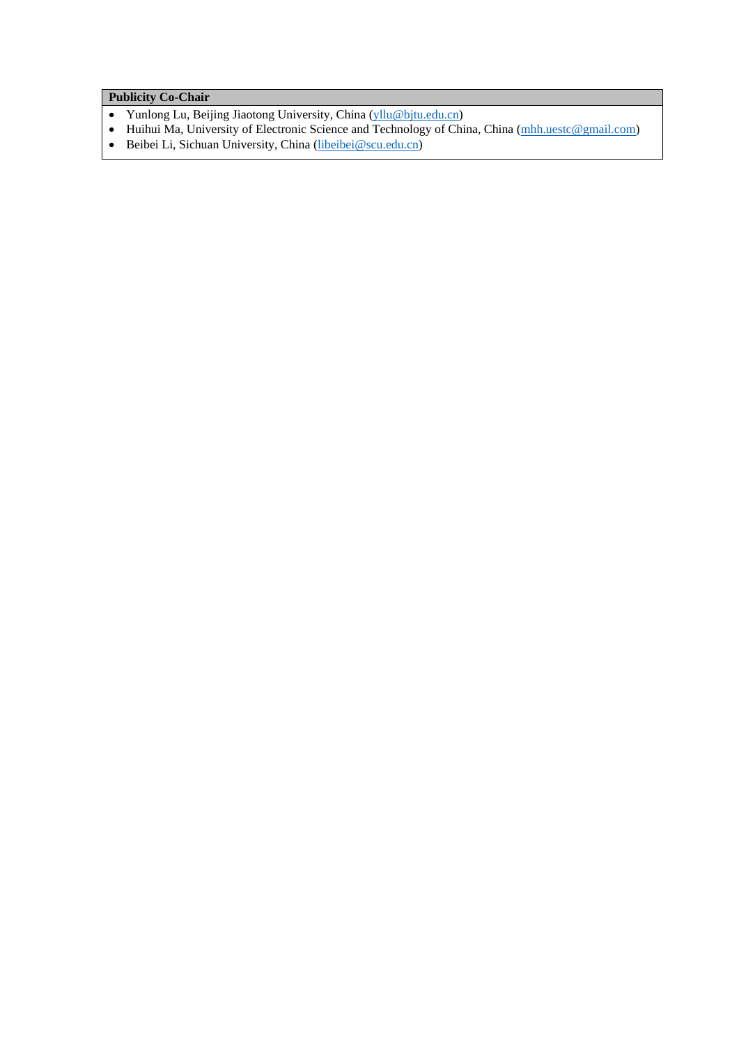**Publicity Co-Chair**

- Yunlong Lu, Beijing Jiaotong University, China (yllu@bjtu.edu.cn)
- Huihui Ma, University of Electronic Science and Technology of China, China (mhh.uestc@gmail.com)
- Beibei Li, Sichuan University, China (libeibei@scu.edu.cn)